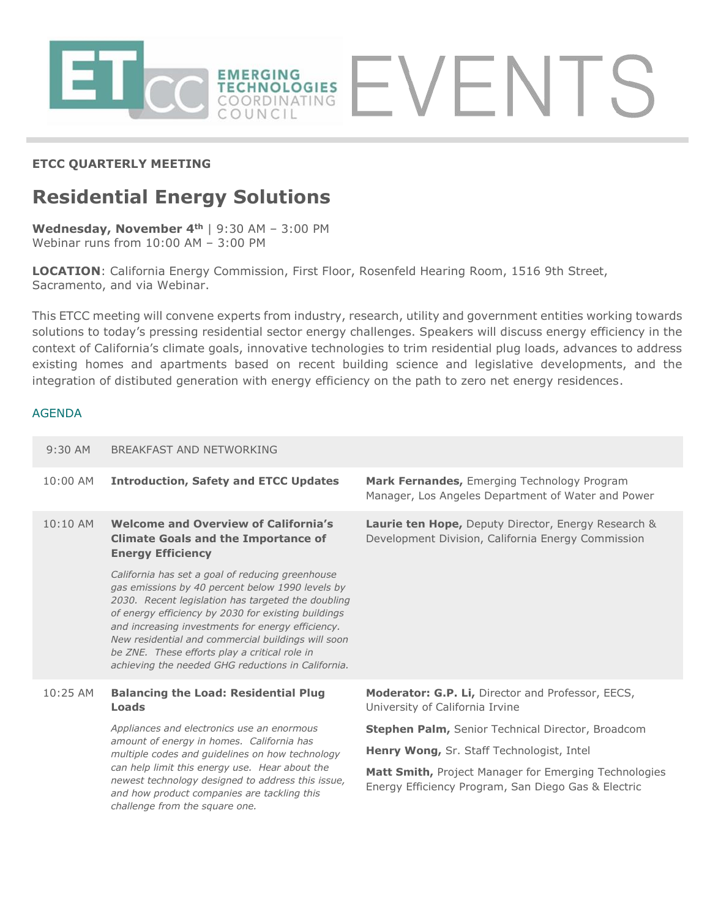EMERGING TECHNOLOGIES COORDINATING COUNCIL EVENTS

**ETCC QUARTERLY MEETING**

# Residential Energy Solutions

**Wednesday, November 4th** | 9:30 AM – 3:00 PM
Webinar runs from 10:00 AM – 3:00 PM

**LOCATION**: California Energy Commission, First Floor, Rosenfeld Hearing Room, 1516 9th Street, Sacramento, and via Webinar.

This ETCC meeting will convene experts from industry, research, utility and government entities working towards solutions to today's pressing residential sector energy challenges. Speakers will discuss energy efficiency in the context of California's climate goals, innovative technologies to trim residential plug loads, advances to address existing homes and apartments based on recent building science and legislative developments, and the integration of distibuted generation with energy efficiency on the path to zero net energy residences.

## AGENDA

| Time | Session | Speakers |
|---|---|---|
| 9:30 AM | BREAKFAST AND NETWORKING | |
| 10:00 AM | **Introduction, Safety and ETCC Updates** | **Mark Fernandes,** Emerging Technology Program Manager, Los Angeles Department of Water and Power |
| 10:10 AM | **Welcome and Overview of California's Climate Goals and the Importance of Energy Efficiency**<br><br>*California has set a goal of reducing greenhouse gas emissions by 40 percent below 1990 levels by 2030. Recent legislation has targeted the doubling of energy efficiency by 2030 for existing buildings and increasing investments for energy efficiency. New residential and commercial buildings will soon be ZNE. These efforts play a critical role in achieving the needed GHG reductions in California.* | **Laurie ten Hope,** Deputy Director, Energy Research & Development Division, California Energy Commission |
| 10:25 AM | **Balancing the Load: Residential Plug Loads**<br><br>*Appliances and electronics use an enormous amount of energy in homes. California has multiple codes and guidelines on how technology can help limit this energy use. Hear about the newest technology designed to address this issue, and how product companies are tackling this challenge from the square one.* | **Moderator: G.P. Li,** Director and Professor, EECS, University of California Irvine<br><br>**Stephen Palm,** Senior Technical Director, Broadcom<br><br>**Henry Wong,** Sr. Staff Technologist, Intel<br><br>**Matt Smith,** Project Manager for Emerging Technologies Energy Efficiency Program, San Diego Gas & Electric |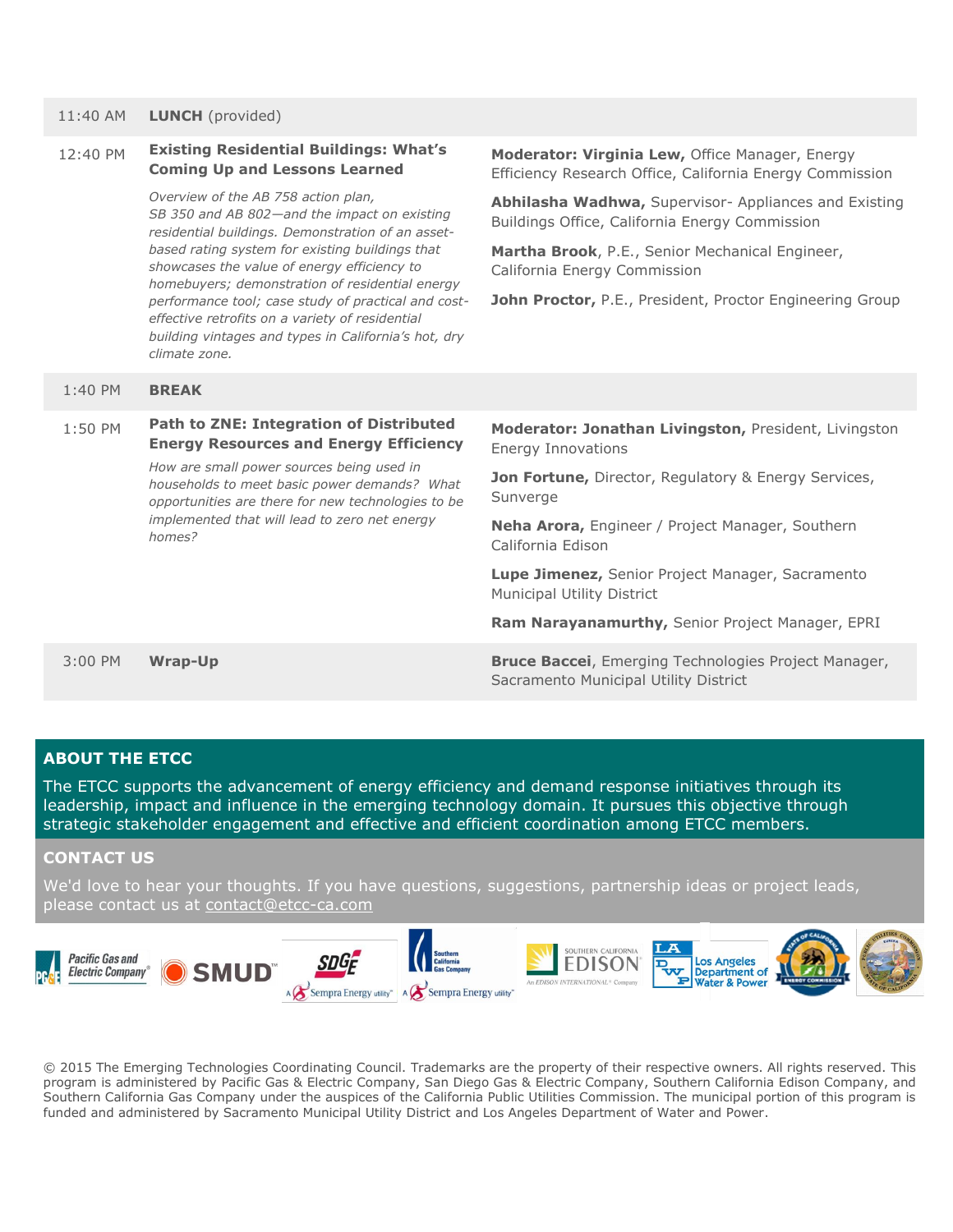| | | |
|---|---|---|
| 11:40 AM | **LUNCH** (provided) | |
| 12:40 PM | **Existing Residential Buildings: What's Coming Up and Lessons Learned**<br><br>*Overview of the AB 758 action plan, SB 350 and AB 802—and the impact on existing residential buildings. Demonstration of an asset-based rating system for existing buildings that showcases the value of energy efficiency to homebuyers; demonstration of residential energy performance tool; case study of practical and cost-effective retrofits on a variety of residential building vintages and types in California's hot, dry climate zone.* | **Moderator: Virginia Lew,** Office Manager, Energy Efficiency Research Office, California Energy Commission<br><br>**Abhilasha Wadhwa,** Supervisor- Appliances and Existing Buildings Office, California Energy Commission<br><br>**Martha Brook**, P.E., Senior Mechanical Engineer, California Energy Commission<br><br>**John Proctor,** P.E., President, Proctor Engineering Group |
| 1:40 PM | **BREAK** | |
| 1:50 PM | **Path to ZNE: Integration of Distributed Energy Resources and Energy Efficiency**<br><br>*How are small power sources being used in households to meet basic power demands? What opportunities are there for new technologies to be implemented that will lead to zero net energy homes?* | **Moderator: Jonathan Livingston,** President, Livingston Energy Innovations<br><br>**Jon Fortune,** Director, Regulatory & Energy Services, Sunverge<br><br>**Neha Arora,** Engineer / Project Manager, Southern California Edison<br><br>**Lupe Jimenez,** Senior Project Manager, Sacramento Municipal Utility District<br><br>**Ram Narayanamurthy,** Senior Project Manager, EPRI |
| 3:00 PM | **Wrap-Up** | **Bruce Baccei**, Emerging Technologies Project Manager, Sacramento Municipal Utility District |

## ABOUT THE ETCC

The ETCC supports the advancement of energy efficiency and demand response initiatives through its leadership, impact and influence in the emerging technology domain. It pursues this objective through strategic stakeholder engagement and effective and efficient coordination among ETCC members.

## CONTACT US

We'd love to hear your thoughts. If you have questions, suggestions, partnership ideas or project leads, please contact us at contact@etcc-ca.com

© 2015 The Emerging Technologies Coordinating Council. Trademarks are the property of their respective owners. All rights reserved. This program is administered by Pacific Gas & Electric Company, San Diego Gas & Electric Company, Southern California Edison Company, and Southern California Gas Company under the auspices of the California Public Utilities Commission. The municipal portion of this program is funded and administered by Sacramento Municipal Utility District and Los Angeles Department of Water and Power.